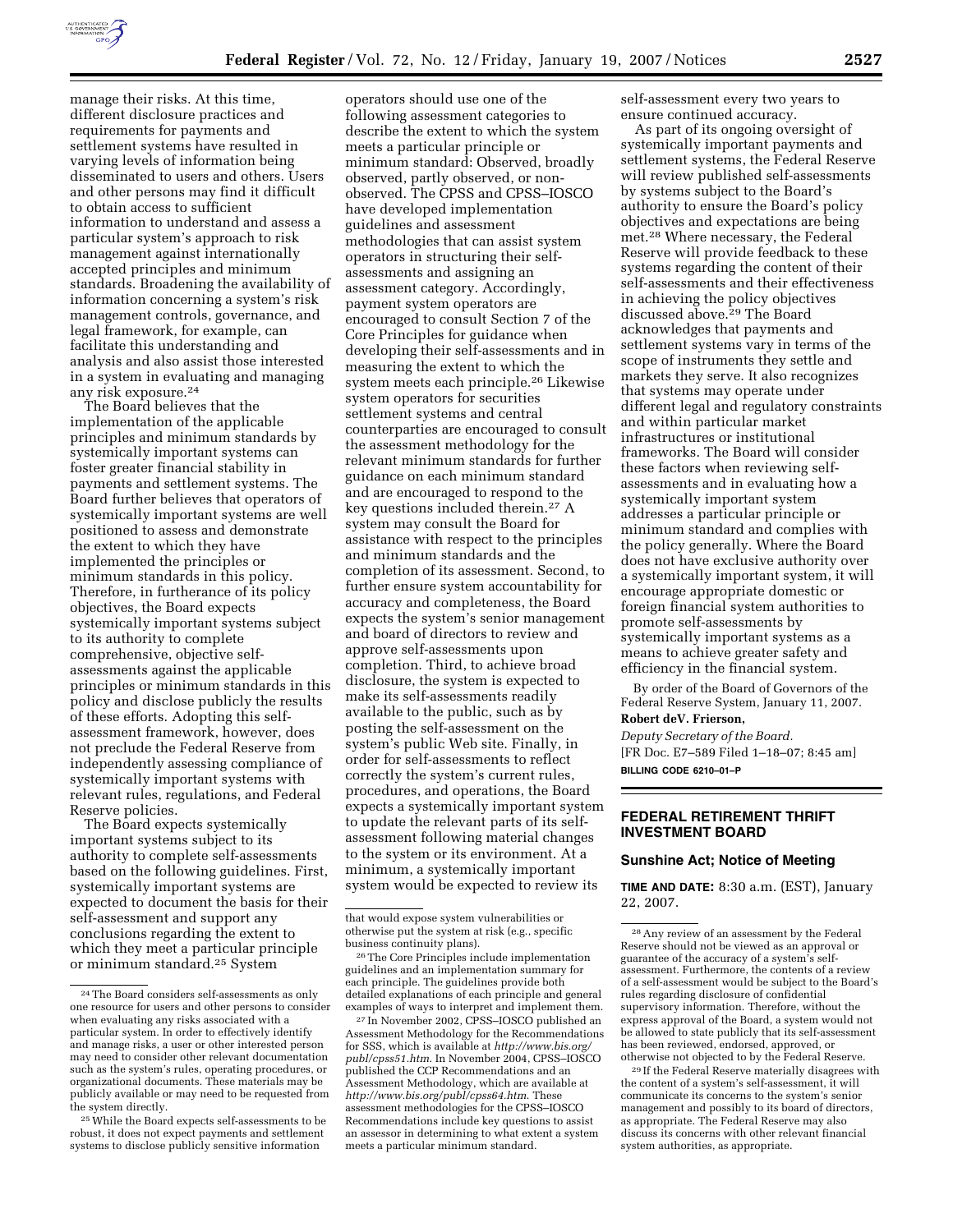manage their risks. At this time, different disclosure practices and requirements for payments and settlement systems have resulted in varying levels of information being disseminated to users and others. Users and other persons may find it difficult to obtain access to sufficient information to understand and assess a particular system's approach to risk management against internationally accepted principles and minimum standards. Broadening the availability of information concerning a system's risk management controls, governance, and legal framework, for example, can facilitate this understanding and analysis and also assist those interested in a system in evaluating and managing any risk exposure.[24]

The Board believes that the implementation of the applicable principles and minimum standards by systemically important systems can foster greater financial stability in payments and settlement systems. The Board further believes that operators of systemically important systems are well positioned to assess and demonstrate the extent to which they have implemented the principles or minimum standards in this policy. Therefore, in furtherance of its policy objectives, the Board expects systemically important systems subject to its authority to complete comprehensive, objective self-assessments against the applicable principles or minimum standards in this policy and disclose publicly the results of these efforts. Adopting this self-assessment framework, however, does not preclude the Federal Reserve from independently assessing compliance of systemically important systems with relevant rules, regulations, and Federal Reserve policies.

The Board expects systemically important systems subject to its authority to complete self-assessments based on the following guidelines. First, systemically important systems are expected to document the basis for their self-assessment and support any conclusions regarding the extent to which they meet a particular principle or minimum standard.[25] System operators should use one of the following assessment categories to describe the extent to which the system meets a particular principle or minimum standard: Observed, broadly observed, partly observed, or non-observed. The CPSS and CPSS–IOSCO have developed implementation guidelines and assessment methodologies that can assist system operators in structuring their self-assessments and assigning an assessment category. Accordingly, payment system operators are encouraged to consult Section 7 of the Core Principles for guidance when developing their self-assessments and in measuring the extent to which the system meets each principle.[26] Likewise system operators for securities settlement systems and central counterparties are encouraged to consult the assessment methodology for the relevant minimum standards for further guidance on each minimum standard and are encouraged to respond to the key questions included therein.[27] A system may consult the Board for assistance with respect to the principles and minimum standards and the completion of its assessment. Second, to further ensure system accountability for accuracy and completeness, the Board expects the system's senior management and board of directors to review and approve self-assessments upon completion. Third, to achieve broad disclosure, the system is expected to make its self-assessments readily available to the public, such as by posting the self-assessment on the system's public Web site. Finally, in order for self-assessments to reflect correctly the system's current rules, procedures, and operations, the Board expects a systemically important system to update the relevant parts of its self-assessment following material changes to the system or its environment. At a minimum, a systemically important system would be expected to review its self-assessment every two years to ensure continued accuracy.

As part of its ongoing oversight of systemically important payments and settlement systems, the Federal Reserve will review published self-assessments by systems subject to the Board's authority to ensure the Board's policy objectives and expectations are being met.[28] Where necessary, the Federal Reserve will provide feedback to these systems regarding the content of their self-assessments and their effectiveness in achieving the policy objectives discussed above.[29] The Board acknowledges that payments and settlement systems vary in terms of the scope of instruments they settle and markets they serve. It also recognizes that systems may operate under different legal and regulatory constraints and within particular market infrastructures or institutional frameworks. The Board will consider these factors when reviewing self-assessments and in evaluating how a systemically important system addresses a particular principle or minimum standard and complies with the policy generally. Where the Board does not have exclusive authority over a systemically important system, it will encourage appropriate domestic or foreign financial system authorities to promote self-assessments by systemically important systems as a means to achieve greater safety and efficiency in the financial system.

By order of the Board of Governors of the Federal Reserve System, January 11, 2007.

**Robert deV. Frierson,**

*Deputy Secretary of the Board.*

[FR Doc. E7–589 Filed 1–18–07; 8:45 am]

**BILLING CODE 6210–01–P**

---

[24] The Board considers self-assessments as only one resource for users and other persons to consider when evaluating any risks associated with a particular system. In order to effectively identify and manage risks, a user or other interested person may need to consider other relevant documentation such as the system's rules, operating procedures, or organizational documents. These materials may be publicly available or may need to be requested from the system directly.

[25] While the Board expects self-assessments to be robust, it does not expect payments and settlement systems to disclose publicly sensitive information that would expose system vulnerabilities or otherwise put the system at risk (e.g., specific business continuity plans).

[26] The Core Principles include implementation guidelines and an implementation summary for each principle. The guidelines provide both detailed explanations of each principle and general examples of ways to interpret and implement them.

[27] In November 2002, CPSS–IOSCO published an Assessment Methodology for the Recommendations for SSS, which is available at *http://www.bis.org/publ/cpss51.htm*. In November 2004, CPSS–IOSCO published the CCP Recommendations and an Assessment Methodology, which are available at *http://www.bis.org/publ/cpss64.htm*. These assessment methodologies for the CPSS–IOSCO Recommendations include key questions to assist an assessor in determining to what extent a system meets a particular minimum standard.

[28] Any review of an assessment by the Federal Reserve should not be viewed as an approval or guarantee of the accuracy of a system's self-assessment. Furthermore, the contents of a review of a self-assessment would be subject to the Board's rules regarding disclosure of confidential supervisory information. Therefore, without the express approval of the Board, a system would not be allowed to state publicly that its self-assessment has been reviewed, endorsed, approved, or otherwise not objected to by the Federal Reserve.

[29] If the Federal Reserve materially disagrees with the content of a system's self-assessment, it will communicate its concerns to the system's senior management and possibly to its board of directors, as appropriate. The Federal Reserve may also discuss its concerns with other relevant financial system authorities, as appropriate.

---

## FEDERAL RETIREMENT THRIFT INVESTMENT BOARD

### Sunshine Act; Notice of Meeting

**TIME AND DATE:** 8:30 a.m. (EST), January 22, 2007.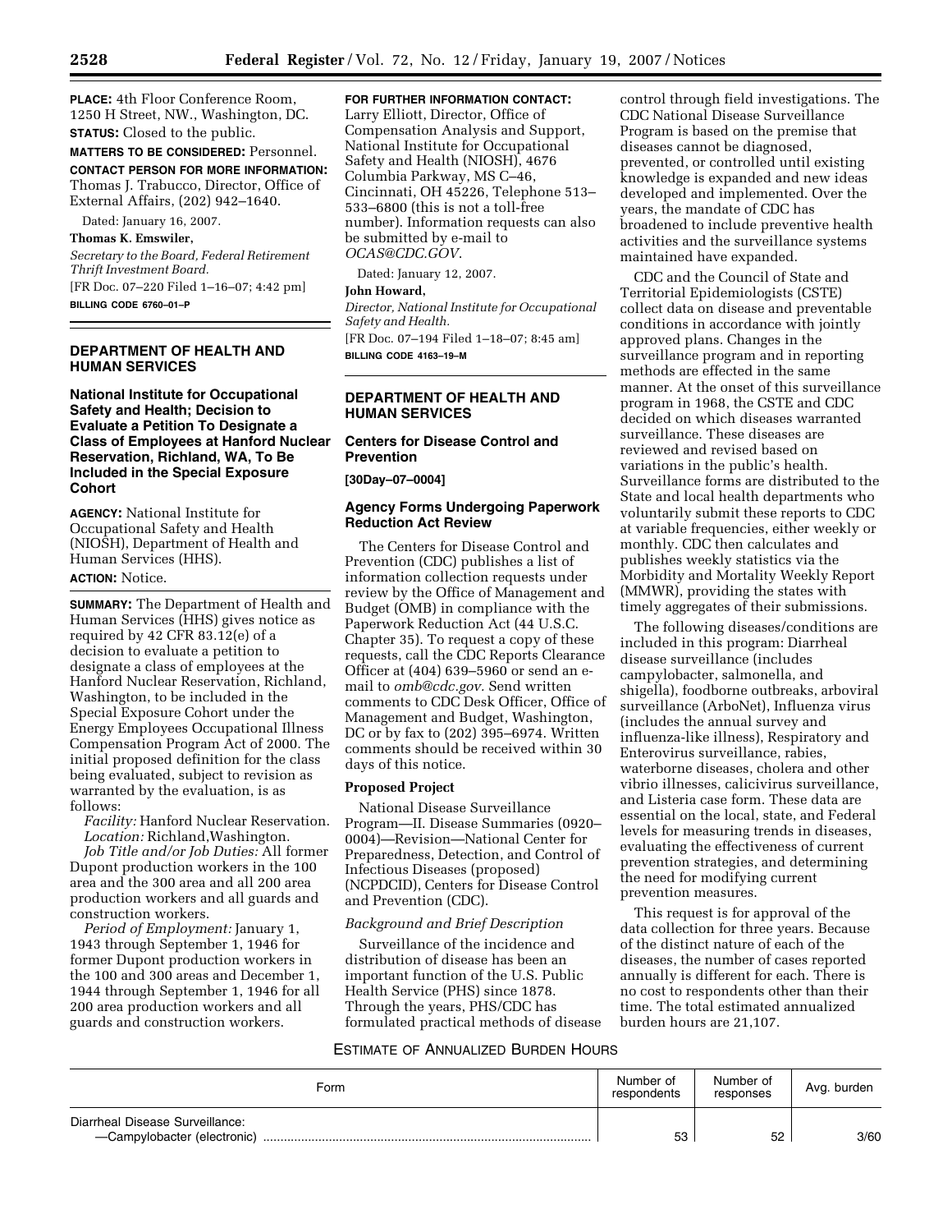**PLACE:** 4th Floor Conference Room, 1250 H Street, NW., Washington, DC.

**STATUS:** Closed to the public.

**MATTERS TO BE CONSIDERED:** Personnel.

**CONTACT PERSON FOR MORE INFORMATION:** Thomas J. Trabucco, Director, Office of External Affairs, (202) 942–1640.

Dated: January 16, 2007.

**Thomas K. Emswiler,**

*Secretary to the Board, Federal Retirement Thrift Investment Board.*

[FR Doc. 07–220 Filed 1–16–07; 4:42 pm]

**BILLING CODE 6760–01–P**

## DEPARTMENT OF HEALTH AND HUMAN SERVICES

### National Institute for Occupational Safety and Health; Decision to Evaluate a Petition To Designate a Class of Employees at Hanford Nuclear Reservation, Richland, WA, To Be Included in the Special Exposure Cohort

**AGENCY:** National Institute for Occupational Safety and Health (NIOSH), Department of Health and Human Services (HHS).

**ACTION:** Notice.

**SUMMARY:** The Department of Health and Human Services (HHS) gives notice as required by 42 CFR 83.12(e) of a decision to evaluate a petition to designate a class of employees at the Hanford Nuclear Reservation, Richland, Washington, to be included in the Special Exposure Cohort under the Energy Employees Occupational Illness Compensation Program Act of 2000. The initial proposed definition for the class being evaluated, subject to revision as warranted by the evaluation, is as follows:

*Facility:* Hanford Nuclear Reservation.

*Location:* Richland,Washington.

*Job Title and/or Job Duties:* All former Dupont production workers in the 100 area and the 300 area and all 200 area production workers and all guards and construction workers.

*Period of Employment:* January 1, 1943 through September 1, 1946 for former Dupont production workers in the 100 and 300 areas and December 1, 1944 through September 1, 1946 for all 200 area production workers and all guards and construction workers.

**FOR FURTHER INFORMATION CONTACT:** Larry Elliott, Director, Office of Compensation Analysis and Support, National Institute for Occupational Safety and Health (NIOSH), 4676 Columbia Parkway, MS C–46, Cincinnati, OH 45226, Telephone 513–533–6800 (this is not a toll-free number). Information requests can also be submitted by e-mail to *OCAS@CDC.GOV*.

Dated: January 12, 2007.

**John Howard,**

*Director, National Institute for Occupational Safety and Health.*

[FR Doc. 07–194 Filed 1–18–07; 8:45 am]

**BILLING CODE 4163–19–M**

## DEPARTMENT OF HEALTH AND HUMAN SERVICES

### Centers for Disease Control and Prevention

**[30Day–07–0004]**

### Agency Forms Undergoing Paperwork Reduction Act Review

The Centers for Disease Control and Prevention (CDC) publishes a list of information collection requests under review by the Office of Management and Budget (OMB) in compliance with the Paperwork Reduction Act (44 U.S.C. Chapter 35). To request a copy of these requests, call the CDC Reports Clearance Officer at (404) 639–5960 or send an e-mail to *omb@cdc.gov.* Send written comments to CDC Desk Officer, Office of Management and Budget, Washington, DC or by fax to (202) 395–6974. Written comments should be received within 30 days of this notice.

#### Proposed Project

National Disease Surveillance Program—II. Disease Summaries (0920–0004)—Revision—National Center for Preparedness, Detection, and Control of Infectious Diseases (proposed) (NCPDCID), Centers for Disease Control and Prevention (CDC).

#### *Background and Brief Description*

Surveillance of the incidence and distribution of disease has been an important function of the U.S. Public Health Service (PHS) since 1878. Through the years, PHS/CDC has formulated practical methods of disease control through field investigations. The CDC National Disease Surveillance Program is based on the premise that diseases cannot be diagnosed, prevented, or controlled until existing knowledge is expanded and new ideas developed and implemented. Over the years, the mandate of CDC has broadened to include preventive health activities and the surveillance systems maintained have expanded.

CDC and the Council of State and Territorial Epidemiologists (CSTE) collect data on disease and preventable conditions in accordance with jointly approved plans. Changes in the surveillance program and in reporting methods are effected in the same manner. At the onset of this surveillance program in 1968, the CSTE and CDC decided on which diseases warranted surveillance. These diseases are reviewed and revised based on variations in the public's health. Surveillance forms are distributed to the State and local health departments who voluntarily submit these reports to CDC at variable frequencies, either weekly or monthly. CDC then calculates and publishes weekly statistics via the Morbidity and Mortality Weekly Report (MMWR), providing the states with timely aggregates of their submissions.

The following diseases/conditions are included in this program: Diarrheal disease surveillance (includes campylobacter, salmonella, and shigella), foodborne outbreaks, arboviral surveillance (ArboNet), Influenza virus (includes the annual survey and influenza-like illness), Respiratory and Enterovirus surveillance, rabies, waterborne diseases, cholera and other vibrio illnesses, calicivirus surveillance, and Listeria case form. These data are essential on the local, state, and Federal levels for measuring trends in diseases, evaluating the effectiveness of current prevention strategies, and determining the need for modifying current prevention measures.

This request is for approval of the data collection for three years. Because of the distinct nature of each of the diseases, the number of cases reported annually is different for each. There is no cost to respondents other than their time. The total estimated annualized burden hours are 21,107.

ESTIMATE OF ANNUALIZED BURDEN HOURS

| Form | Number of respondents | Number of responses | Avg. burden |
|---|---|---|---|
| Diarrheal Disease Surveillance: | | | |
| —Campylobacter (electronic) | 53 | 52 | 3/60 |